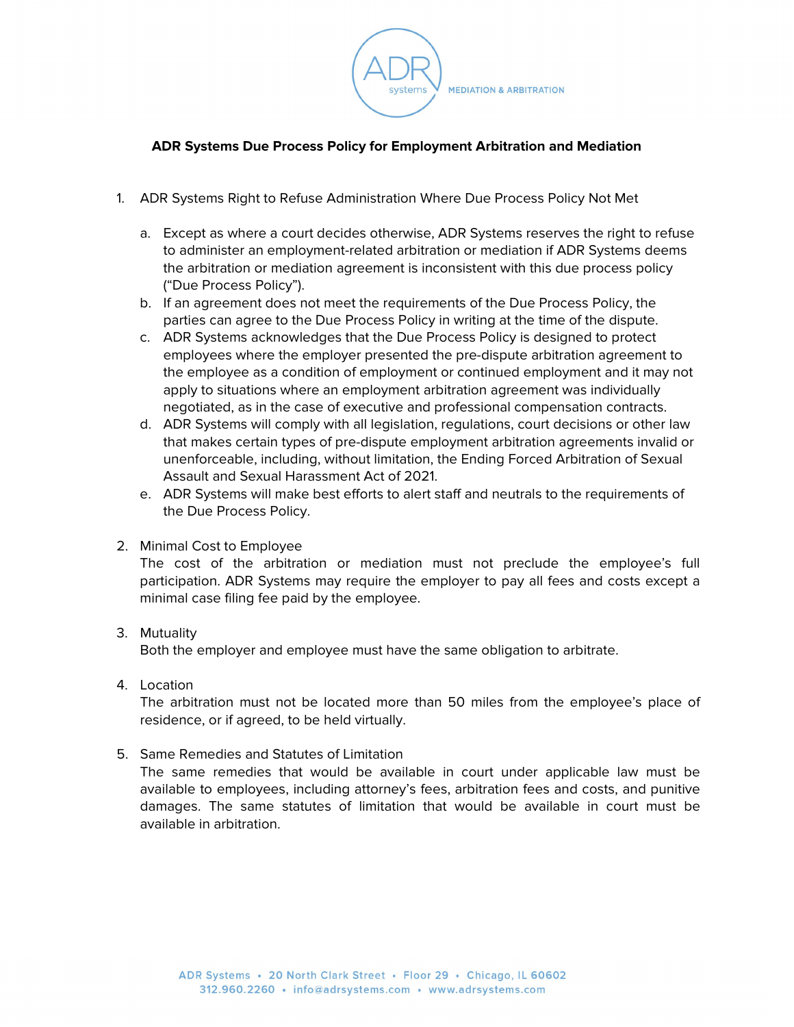# ADR Systems Due Process Policy for Employment Arbitration and Mediation

1. ADR Systems Right to Refuse Administration Where Due Process Policy Not Met

    a. Except as where a court decides otherwise, ADR Systems reserves the right to refuse to administer an employment-related arbitration or mediation if ADR Systems deems the arbitration or mediation agreement is inconsistent with this due process policy ("Due Process Policy").

    b. If an agreement does not meet the requirements of the Due Process Policy, the parties can agree to the Due Process Policy in writing at the time of the dispute.

    c. ADR Systems acknowledges that the Due Process Policy is designed to protect employees where the employer presented the pre-dispute arbitration agreement to the employee as a condition of employment or continued employment and it may not apply to situations where an employment arbitration agreement was individually negotiated, as in the case of executive and professional compensation contracts.

    d. ADR Systems will comply with all legislation, regulations, court decisions or other law that makes certain types of pre-dispute employment arbitration agreements invalid or unenforceable, including, without limitation, the Ending Forced Arbitration of Sexual Assault and Sexual Harassment Act of 2021.

    e. ADR Systems will make best efforts to alert staff and neutrals to the requirements of the Due Process Policy.

2. Minimal Cost to Employee
   The cost of the arbitration or mediation must not preclude the employee's full participation. ADR Systems may require the employer to pay all fees and costs except a minimal case filing fee paid by the employee.

3. Mutuality
   Both the employer and employee must have the same obligation to arbitrate.

4. Location
   The arbitration must not be located more than 50 miles from the employee's place of residence, or if agreed, to be held virtually.

5. Same Remedies and Statutes of Limitation
   The same remedies that would be available in court under applicable law must be available to employees, including attorney's fees, arbitration fees and costs, and punitive damages. The same statutes of limitation that would be available in court must be available in arbitration.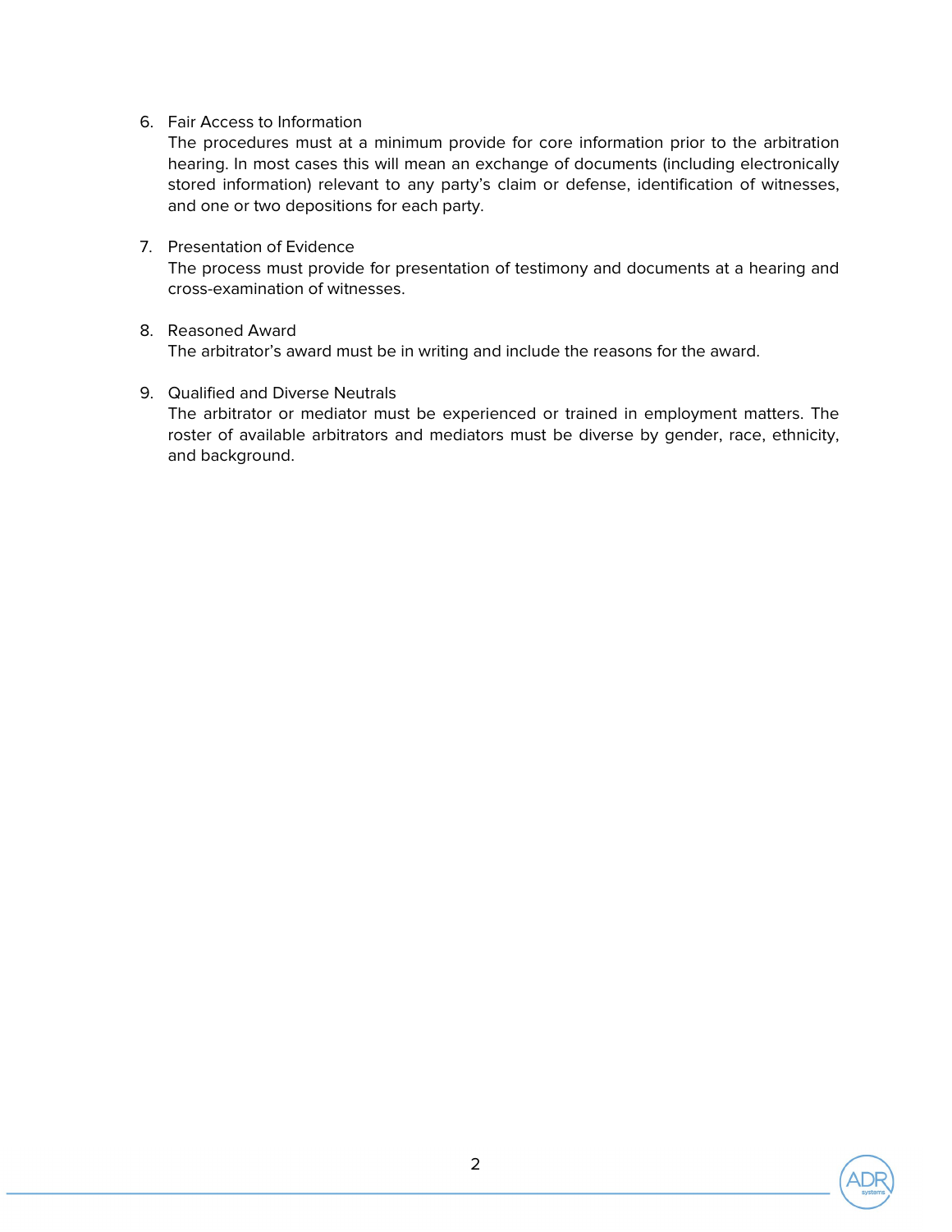6. Fair Access to Information
   The procedures must at a minimum provide for core information prior to the arbitration hearing. In most cases this will mean an exchange of documents (including electronically stored information) relevant to any party's claim or defense, identification of witnesses, and one or two depositions for each party.

7. Presentation of Evidence
   The process must provide for presentation of testimony and documents at a hearing and cross-examination of witnesses.

8. Reasoned Award
   The arbitrator's award must be in writing and include the reasons for the award.

9. Qualified and Diverse Neutrals
   The arbitrator or mediator must be experienced or trained in employment matters. The roster of available arbitrators and mediators must be diverse by gender, race, ethnicity, and background.